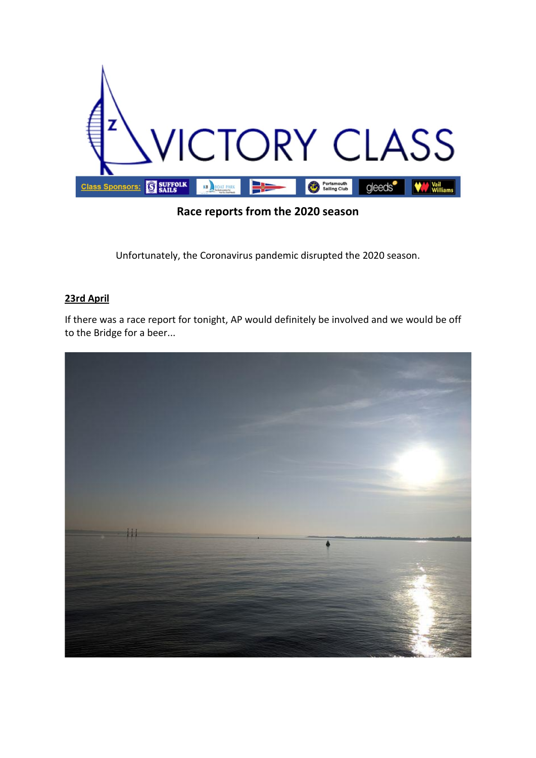# VICTORY CLASS

Class Sponsors: SUFFOLK SAILS | KB BOAT PARK | Portsmouth Sailing Club | gleeds | Vail Williams

## Race reports from the 2020 season

Unfortunately, the Coronavirus pandemic disrupted the 2020 season.

### 23rd April

If there was a race report for tonight, AP would definitely be involved and we would be off to the Bridge for a beer...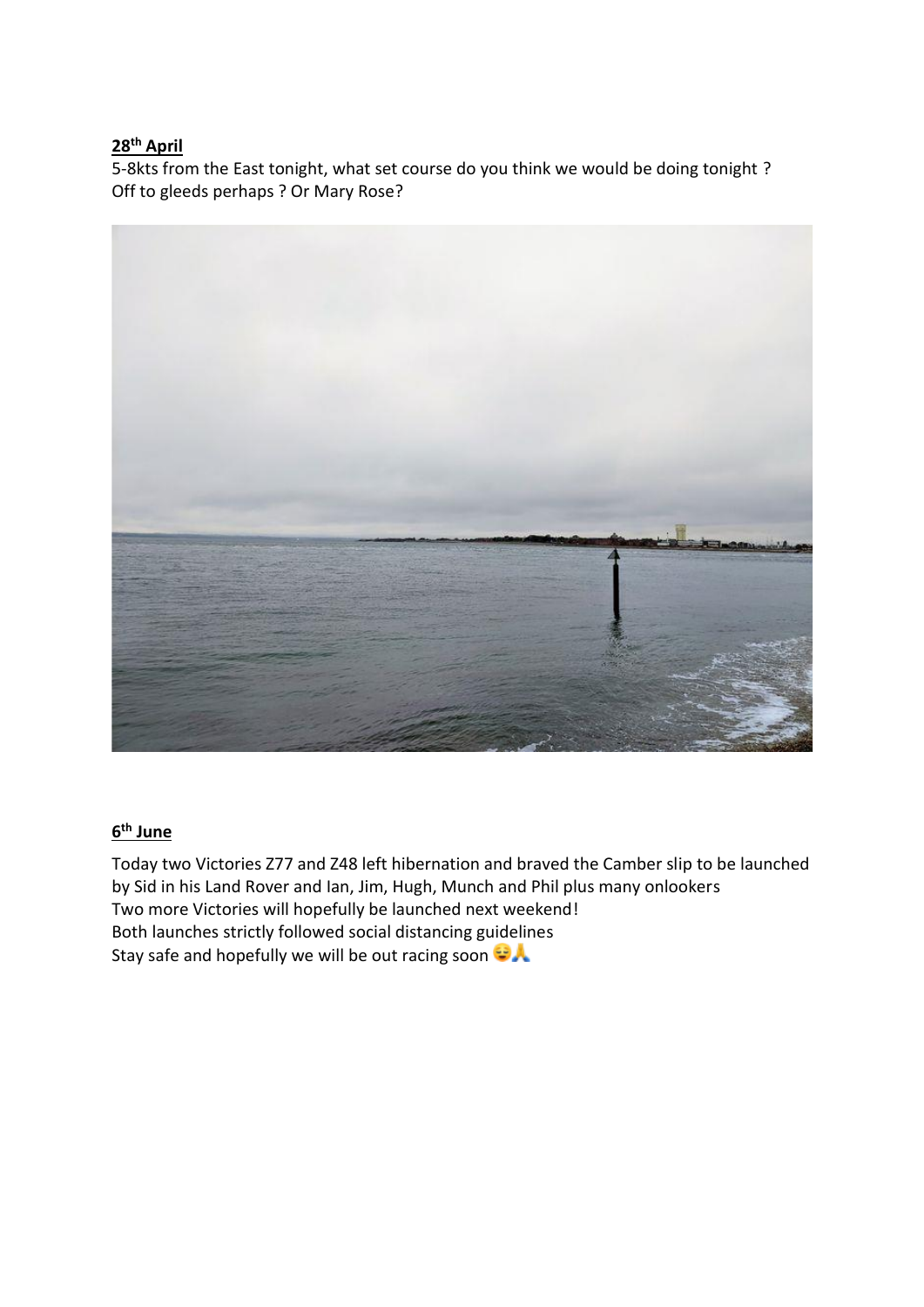**28th April**

5-8kts from the East tonight, what set course do you think we would be doing tonight ? Off to gleeds perhaps ? Or Mary Rose?

**6th June**

Today two Victories Z77 and Z48 left hibernation and braved the Camber slip to be launched by Sid in his Land Rover and Ian, Jim, Hugh, Munch and Phil plus many onlookers
Two more Victories will hopefully be launched next weekend!
Both launches strictly followed social distancing guidelines
Stay safe and hopefully we will be out racing soon 😌🙏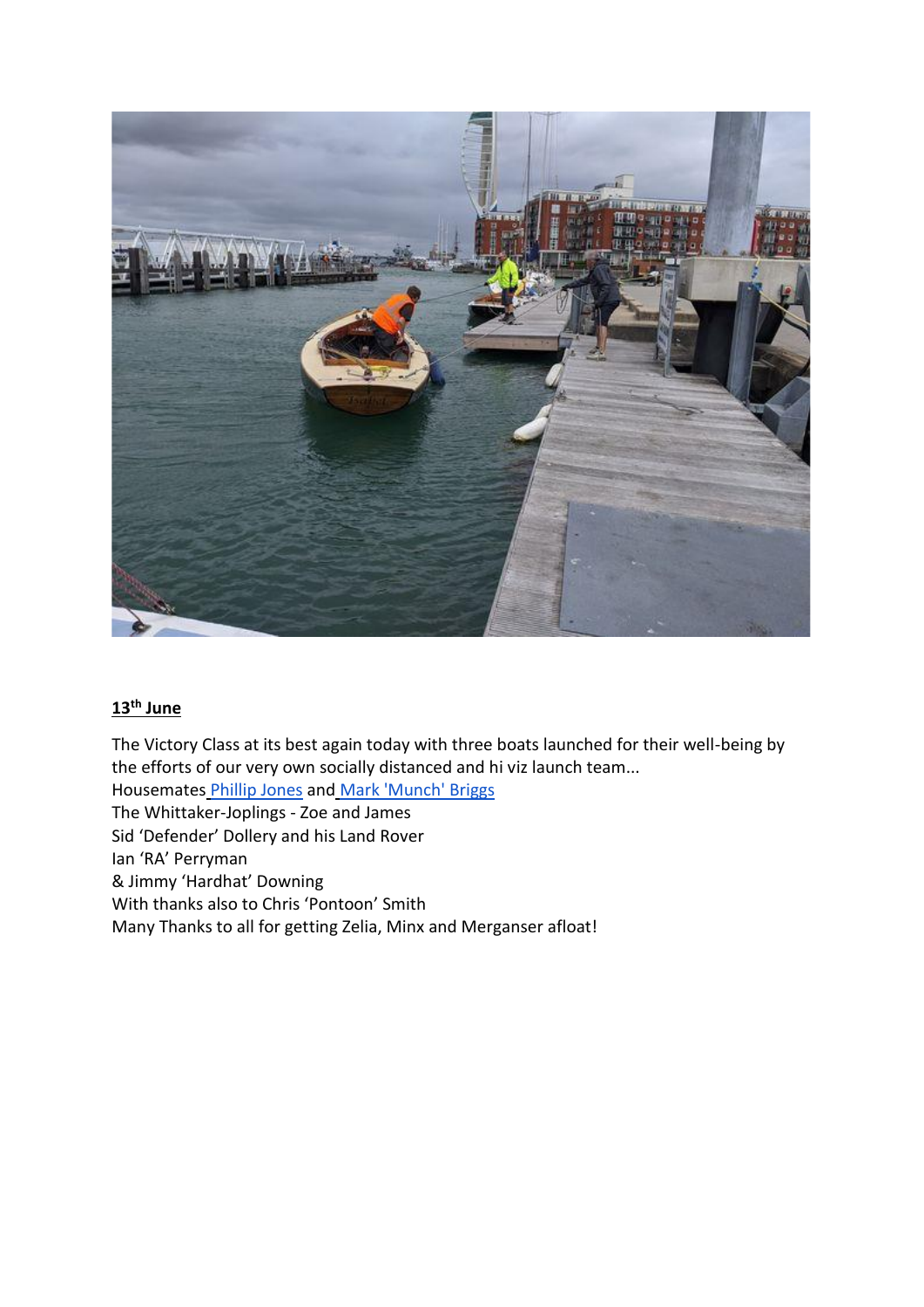**13th June**

The Victory Class at its best again today with three boats launched for their well-being by the efforts of our very own socially distanced and hi viz launch team...
Housemates Phillip Jones and Mark 'Munch' Briggs
The Whittaker-Joplings - Zoe and James
Sid 'Defender' Dollery and his Land Rover
Ian 'RA' Perryman
& Jimmy 'Hardhat' Downing
With thanks also to Chris 'Pontoon' Smith
Many Thanks to all for getting Zelia, Minx and Merganser afloat!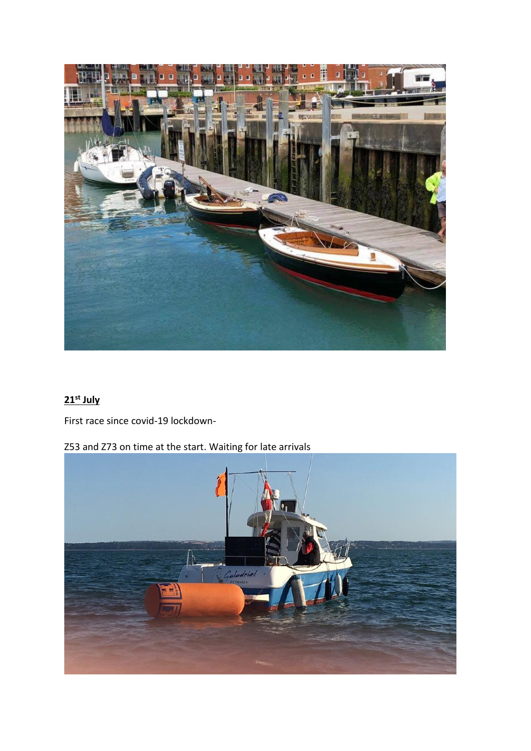**21st July**

First race since covid-19 lockdown-

Z53 and Z73 on time at the start. Waiting for late arrivals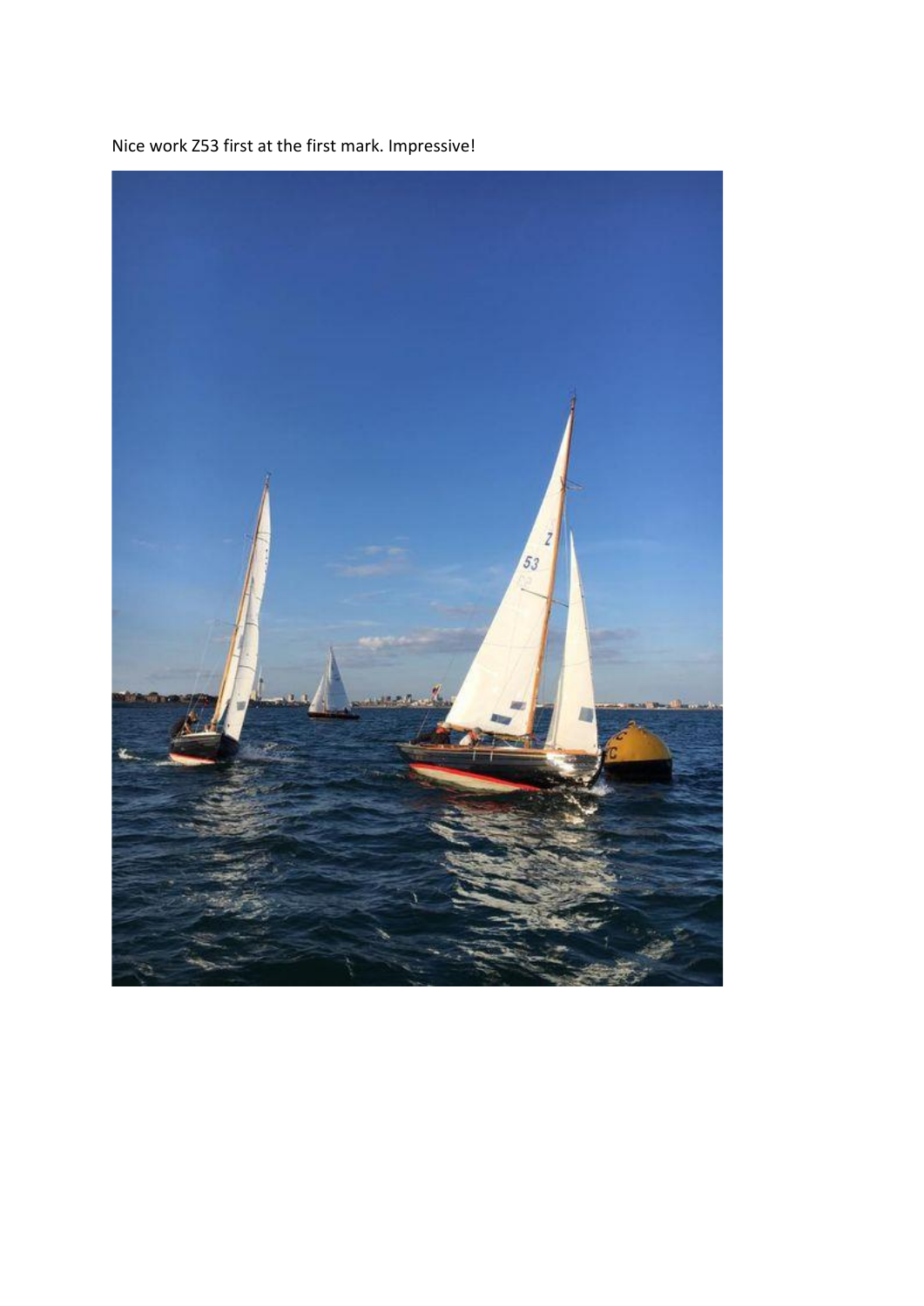Nice work Z53 first at the first mark. Impressive!